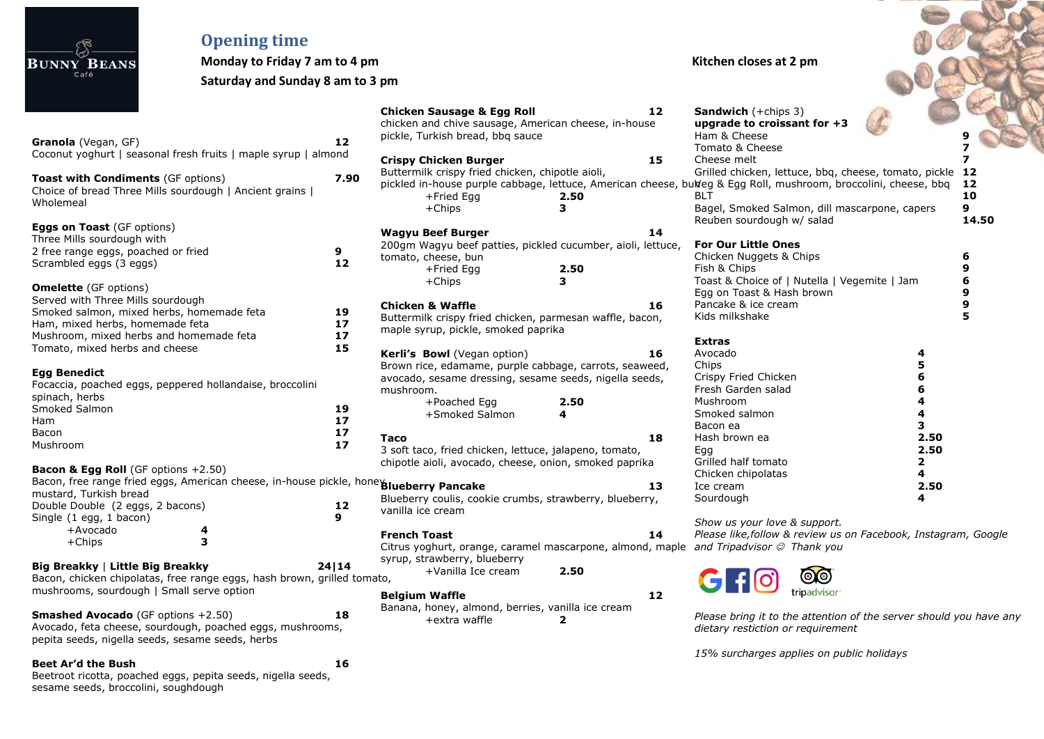Bunny Beans Café

## Opening time

**Monday to Friday 7 am to 4 pm**

**Saturday and Sunday 8 am to 3 pm**

**Kitchen closes at 2 pm**

**Granola** (Vegan, GF) **12**
Coconut yoghurt | seasonal fresh fruits | maple syrup | almond

**Toast with Condiments** (GF options) **7.90**
Choice of bread Three Mills sourdough | Ancient grains | Wholemeal

**Eggs on Toast** (GF options)
Three Mills sourdough with
2 free range eggs, poached or fried **9**
Scrambled eggs (3 eggs) **12**

**Omelette** (GF options)
Served with Three Mills sourdough
Smoked salmon, mixed herbs, homemade feta **19**
Ham, mixed herbs, homemade feta **17**
Mushroom, mixed herbs and homemade feta **17**
Tomato, mixed herbs and cheese **15**

**Egg Benedict**
Focaccia, poached eggs, peppered hollandaise, broccolini spinach, herbs
Smoked Salmon **19**
Ham **17**
Bacon **17**
Mushroom **17**

**Bacon & Egg Roll** (GF options +2.50)
Bacon, free range fried eggs, American cheese, in-house pickle, honey mustard, Turkish bread
Double Double (2 eggs, 2 bacons) **12**
Single (1 egg, 1 bacon) **9**
+Avocado **4**
+Chips **3**

**Big Breakky** | **Little Big Breakky** **24|14**
Bacon, chicken chipolatas, free range eggs, hash brown, grilled tomato, mushrooms, sourdough | Small serve option

**Smashed Avocado** (GF options +2.50) **18**
Avocado, feta cheese, sourdough, poached eggs, mushrooms, pepita seeds, nigella seeds, sesame seeds, herbs

**Beet Ar'd the Bush** **16**
Beetroot ricotta, poached eggs, pepita seeds, nigella seeds, sesame seeds, broccolini, soughdough

**Chicken Sausage & Egg Roll** **12**
chicken and chive sausage, American cheese, in-house pickle, Turkish bread, bbq sauce

**Crispy Chicken Burger** **15**
Buttermilk crispy fried chicken, chipotle aioli, pickled in-house purple cabbage, lettuce, American cheese, bun
+Fried Egg **2.50**
+Chips **3**

**Wagyu Beef Burger** **14**
200gm Wagyu beef patties, pickled cucumber, aioli, lettuce, tomato, cheese, bun
+Fried Egg **2.50**
+Chips **3**

**Chicken & Waffle** **16**
Buttermilk crispy fried chicken, parmesan waffle, bacon, maple syrup, pickle, smoked paprika

**Kerli's Bowl** (Vegan option) **16**
Brown rice, edamame, purple cabbage, carrots, seaweed, avocado, sesame dressing, sesame seeds, nigella seeds, mushroom.
+Poached Egg **2.50**
+Smoked Salmon **4**

**Taco** **18**
3 soft taco, fried chicken, lettuce, jalapeno, tomato, chipotle aioli, avocado, cheese, onion, smoked paprika

**Blueberry Pancake** **13**
Blueberry coulis, cookie crumbs, strawberry, blueberry, vanilla ice cream

**French Toast** **14**
Citrus yoghurt, orange, caramel mascarpone, almond, maple syrup, strawberry, blueberry
+Vanilla Ice cream **2.50**

**Belgium Waffle** **12**
Banana, honey, almond, berries, vanilla ice cream
+extra waffle **2**

**Sandwich** (+chips 3)
**upgrade to croissant for +3**
Ham & Cheese **9**
Tomato & Cheese **7**
Cheese melt **7**
Grilled chicken, lettuce, bbq, cheese, tomato, pickle **12**
Veg & Egg Roll, mushroom, broccolini, cheese, bbq **12**
BLT **10**
Bagel, Smoked Salmon, dill mascarpone, capers **9**
Reuben sourdough w/ salad **14.50**

**For Our Little Ones**
Chicken Nuggets & Chips **6**
Fish & Chips **9**
Toast & Choice of | Nutella | Vegemite | Jam **6**
Egg on Toast & Hash brown **9**
Pancake & ice cream **9**
Kids milkshake **5**

**Extras**
Avocado **4**
Chips **5**
Crispy Fried Chicken **6**
Fresh Garden salad **6**
Mushroom **4**
Smoked salmon **4**
Bacon ea **3**
Hash brown ea **2.50**
Egg **2.50**
Grilled half tomato **2**
Chicken chipolatas **4**
Ice cream **2.50**
Sourdough **4**

*Show us your love & support.*
*Please like,follow & review us on Facebook, Instagram, Google and Tripadvisor ☺ Thank you*

tripadvisor

*Please bring it to the attention of the server should you have any dietary restriction or requirement*

*15% surcharges applies on public holidays*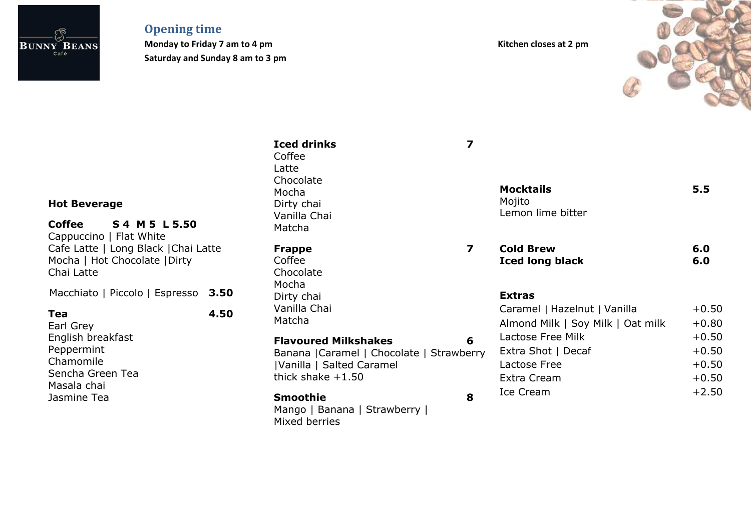BUNNY BEANS
Café

## Opening time

**Monday to Friday 7 am to 4 pm**

**Saturday and Sunday 8 am to 3 pm**

**Kitchen closes at 2 pm**

### Hot Beverage

**Coffee S 4 M 5 L 5.50**

Cappuccino | Flat White
Cafe Latte | Long Black |Chai Latte
Mocha | Hot Chocolate |Dirty Chai Latte

Macchiato | Piccolo | Espresso **3.50**

**Tea 4.50**

Earl Grey
English breakfast
Peppermint
Chamomile
Sencha Green Tea
Masala chai
Jasmine Tea

**Iced drinks 7**

Coffee
Latte
Chocolate
Mocha
Dirty chai
Vanilla Chai
Matcha

**Frappe 7**

Coffee
Chocolate
Mocha
Dirty chai
Vanilla Chai
Matcha

**Flavoured Milkshakes 6**

Banana |Caramel | Chocolate | Strawberry |Vanilla | Salted Caramel
thick shake +1.50

**Smoothie 8**

Mango | Banana | Strawberry | Mixed berries

**Mocktails 5.5**

Mojito
Lemon lime bitter

**Cold Brew 6.0**

**Iced long black 6.0**

**Extras**

| | |
|---|---|
| Caramel \| Hazelnut \| Vanilla | +0.50 |
| Almond Milk \| Soy Milk \| Oat milk | +0.80 |
| Lactose Free Milk | +0.50 |
| Extra Shot \| Decaf | +0.50 |
| Lactose Free | +0.50 |
| Extra Cream | +0.50 |
| Ice Cream | +2.50 |